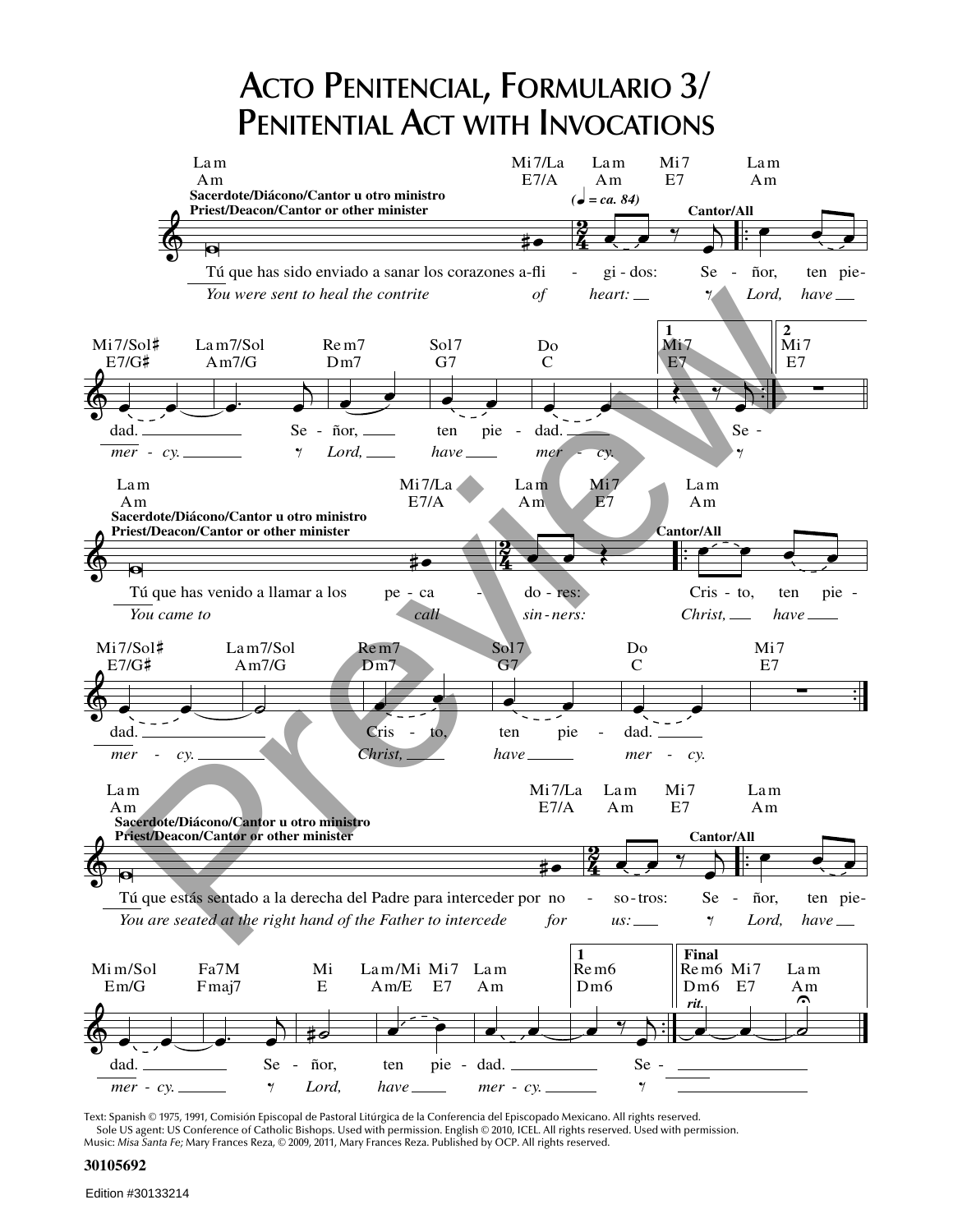# Acto Penitencial, Formulario 3/ Penitential Act with Invocations

**Sacerdote/Diácono/Cantor u otro ministro**
**Priest/Deacon/Cantor or other minister**

Tú que has sido enviado a sanar los corazones afligidos:
*You were sent to heal the contrite of heart:*

(♩ = ca. 84)

**Cantor/All**

Señor, ten piedad. Señor, ten piedad.
*Lord, have mercy. Lord, have mercy.*

**Sacerdote/Diácono/Cantor u otro ministro**
**Priest/Deacon/Cantor or other minister**

Tú que has venido a llamar a los pecadores:
*You came to call sinners:*

**Cantor/All**

Cristo, ten piedad. Cristo, ten piedad.
*Christ, have mercy. Christ, have mercy.*

**Sacerdote/Diácono/Cantor u otro ministro**
**Priest/Deacon/Cantor or other minister**

Tú que estás sentado a la derecha del Padre para interceder por nosotros:
*You are seated at the right hand of the Father to intercede for us:*

**Cantor/All**

Señor, ten piedad. Señor, ten piedad. Se-
*Lord, have mercy. Lord, have mercy.*

Text: Spanish © 1975, 1991, Comisión Episcopal de Pastoral Litúrgica de la Conferencia del Episcopado Mexicano. All rights reserved. Sole US agent: US Conference of Catholic Bishops. Used with permission. English © 2010, ICEL. All rights reserved. Used with permission.
Music: *Misa Santa Fe*; Mary Frances Reza, © 2009, 2011, Mary Frances Reza. Published by OCP. All rights reserved.

30105692

Edition #30133214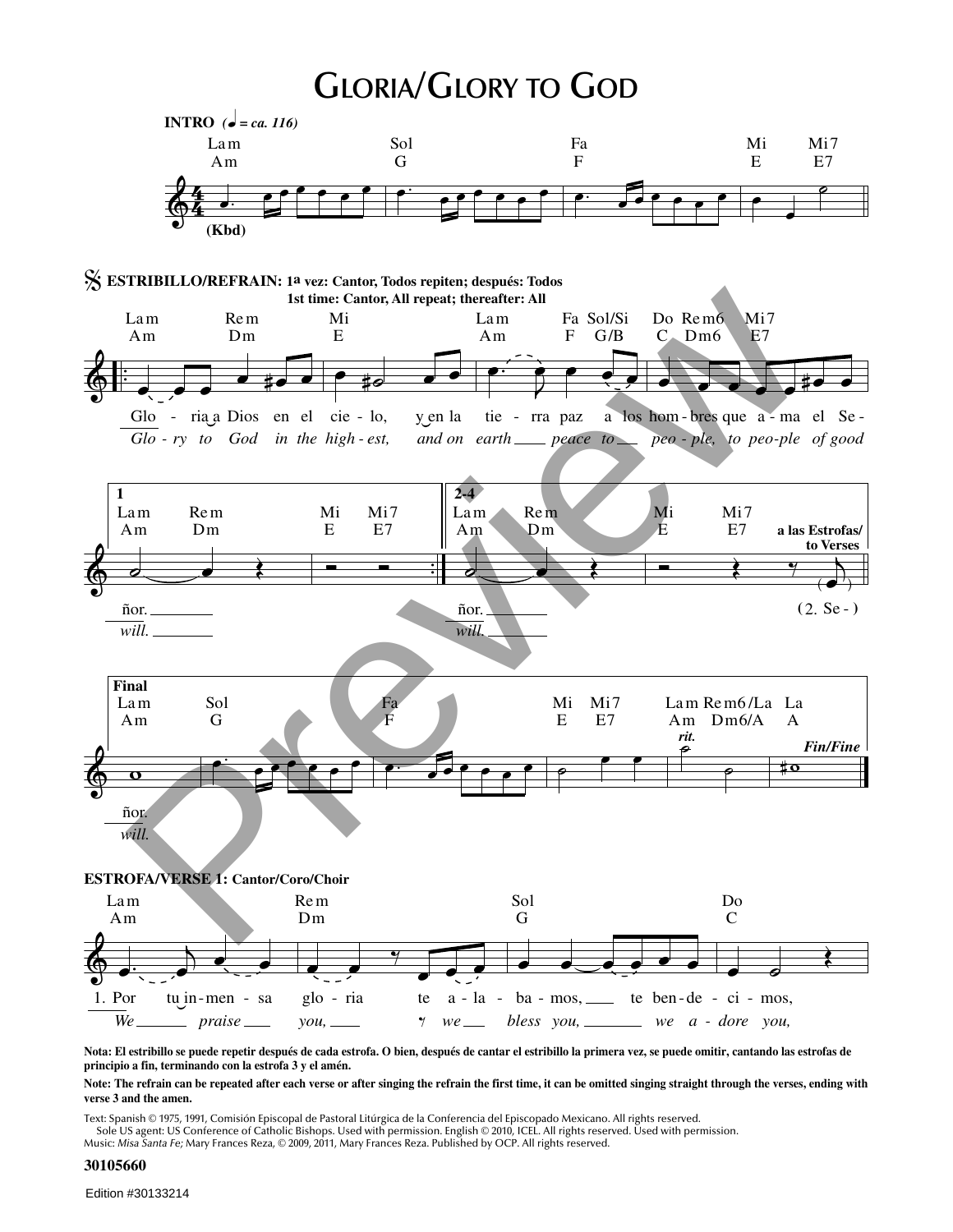# GLORIA/GLORY TO GOD

**INTRO** (♩ = ca. 116)

Lam / Am — Sol / G — Fa / F — Mi / E — Mi7 / E7

(Kbd)

**ESTRIBILLO/REFRAIN: 1ª vez: Cantor, Todos repiten; después: Todos**
**1st time: Cantor, All repeat; thereafter: All**

Lam / Am — Rem / Dm — Mi / E — Lam / Am — Fa / F — Sol/Si / G/B — Do / C — Rem6 / Dm6 — Mi7 / E7

Glo - ria a Dios en el cie - lo, y en la tie - rra paz a los hom - bres que a - ma el Se -
*Glo - ry to God in the high - est, and on earth peace to peo - ple, to peo - ple of good*

**1**
Lam / Am — Rem / Dm — Mi / E — Mi7 / E7

ñor.
*will.*

**2-4**
Lam / Am — Rem / Dm — Mi / E — Mi7 / E7

ñor.
*will.*

**a las Estrofas/ to Verses**
(2. Se - )

**Final**
Lam / Am — Sol / G — Fa / F — Mi / E — Mi7 / E7 — Lam / Am — Rem6/La / Dm6/A — La / A

*rit.* *Fin/Fine*

ñor.
*will.*

**ESTROFA/VERSE 1: Cantor/Coro/Choir**

Lam / Am — Rem / Dm — Sol / G — Do / C

1. Por tu in - men - sa glo - ria te a - la - ba - mos, te ben - de - ci - mos,
*We praise you, we bless you, we a - dore you,*

**Nota: El estribillo se puede repetir después de cada estrofa. O bien, después de cantar el estribillo la primera vez, se puede omitir, cantando las estrofas de principio a fin, terminando con la estrofa 3 y el amén.**

**Note: The refrain can be repeated after each verse or after singing the refrain the first time, it can be omitted singing straight through the verses, ending with verse 3 and the amen.**

Text: Spanish © 1975, 1991, Comisión Episcopal de Pastoral Litúrgica de la Conferencia del Episcopado Mexicano. All rights reserved. Sole US agent: US Conference of Catholic Bishops. Used with permission. English © 2010, ICEL. All rights reserved. Used with permission.
Music: *Misa Santa Fe;* Mary Frances Reza, © 2009, 2011, Mary Frances Reza. Published by OCP. All rights reserved.

**30105660**

Edition #30133214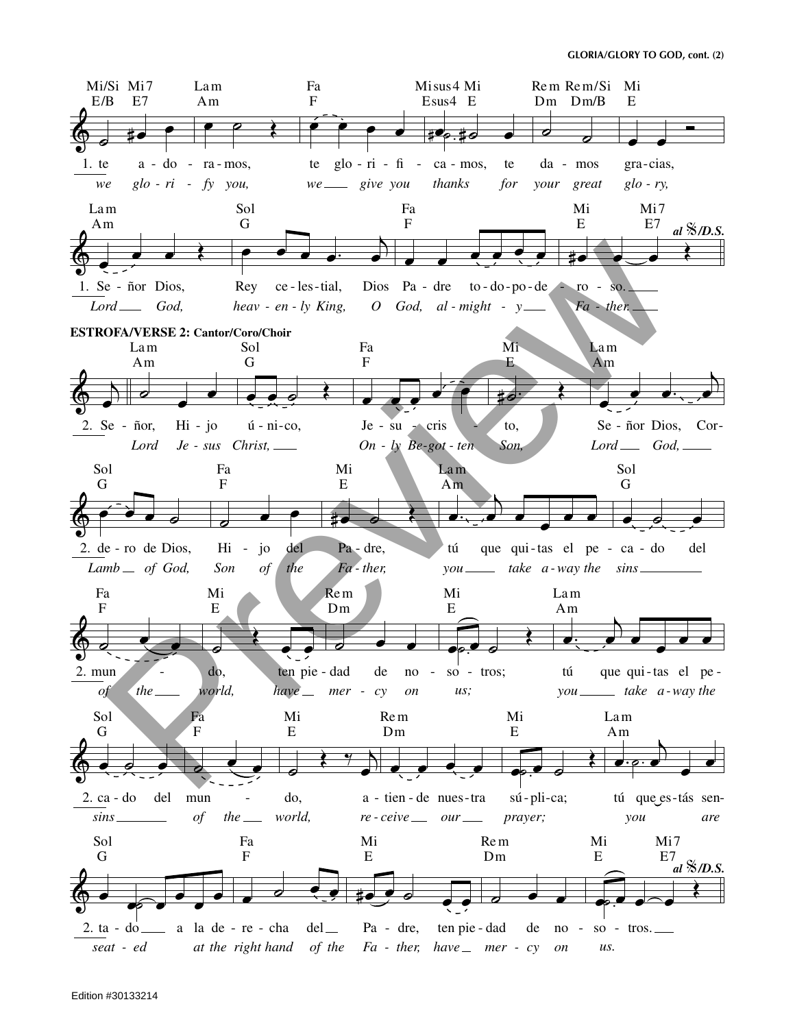**GLORIA/GLORY TO GOD, cont. (2)**

Mi/Si Mi7 Lam Fa Misus4 Mi Rem Rem/Si Mi
E/B E7 Am F Esus4 E Dm Dm/B E

1. te a - do - ra - mos, te glo - ri - fi - ca - mos, te da - mos gra - cias,
*we glo - ri - fy you, we give you thanks for your great glo - ry,*

Lam Sol Fa Mi Mi7
Am G F E E7 *al* 𝄋*/D.S.*

1. Se - ñor Dios, Rey ce - les - tial, Dios Pa - dre to - do - po - de - ro - so.
*Lord God, heav - en - ly King, O God, al - might - y Fa - ther.*

**ESTROFA/VERSE 2: Cantor/Coro/Choir**

Lam Sol Fa Mi Lam
Am G F E Am

2. Se - ñor, Hi - jo ú - ni - co, Je - su - cris - to, Se - ñor Dios, Cor-
*Lord Je - sus Christ, On - ly Be - got - ten Son, Lord God,*

Sol Fa Mi Lam Sol
G F E Am G

2. de - ro de Dios, Hi - jo del Pa - dre, tú que qui - tas el pe - ca - do del
*Lamb of God, Son of the Fa - ther, you take a - way the sins*

Fa Mi Rem Mi Lam
F E Dm E Am

2. mun - do, ten pie - dad de no - so - tros; tú que qui - tas el pe -
*of the world, have mer - cy on us; you take a - way the*

Sol Fa Mi Rem Mi Lam
G F E Dm E Am

2. ca - do del mun - do, a - tien - de nues - tra sú - pli - ca; tú que es - tás sen-
*sins of the world, re - ceive our prayer; you are*

Sol Fa Mi Rem Mi Mi7
G F E Dm E E7 *al* 𝄋*/D.S.*

2. ta - do a la de - re - cha del Pa - dre, ten pie - dad de no - so - tros.
*seat - ed at the right hand of the Fa - ther, have mer - cy on us.*

Edition #30133214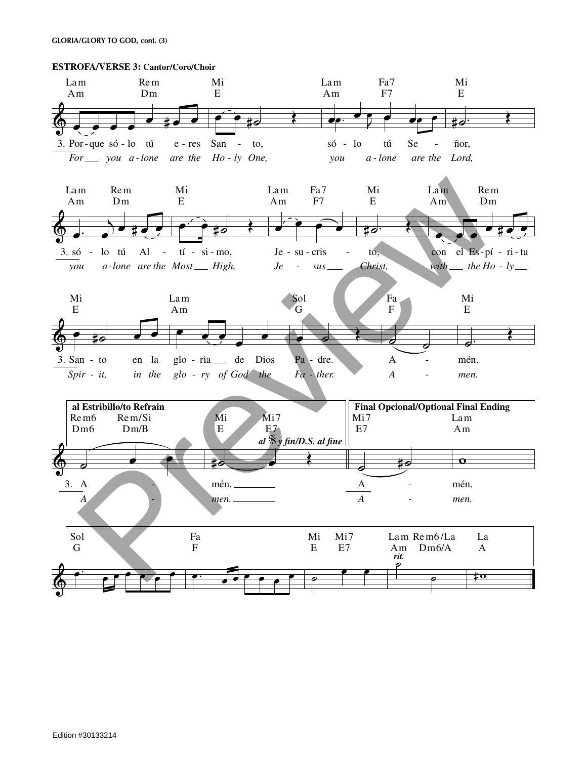**ESTROFA/VERSE 3: Cantor/Coro/Choir**

Lam Rem Mi Lam Fa7 Mi
Am Dm E Am F7 E

3. Por - que só - lo tú e - res San - to, só - lo tú Se - ñor,
*For you a - lone are the Ho - ly One, you a - lone are the Lord,*

Lam Rem Mi Lam Fa7 Mi Lam Rem
Am Dm E Am F7 E Am Dm

3. só - lo tú Al - tí - si - mo, Je - su - cris - to, con el Es - pí - ri - tu
*you a - lone are the Most High, Je - sus Christ, with the Ho - ly*

Mi Lam Sol Fa Mi
E Am G F E

3. San - to en la glo - ria de Dios Pa - dre. A - mén.
*Spir - it, in the glo - ry of God the Fa - ther. A - men.*

**al Estribillo/to Refrain**

Rem6 Rem/Si Mi Mi7
Dm6 Dm/B E E7

***al 𝄋 y fin/D.S. al fine***

3. A - mén.
*A - men.*

**Final Opcional/Optional Final Ending**

Mi7 Lam
E7 Am

A - mén.
*A - men.*

Sol Fa Mi Mi7 Lam Rem6/La La
G F E E7 Am Dm6/A A

***rit.***

Edition #30133214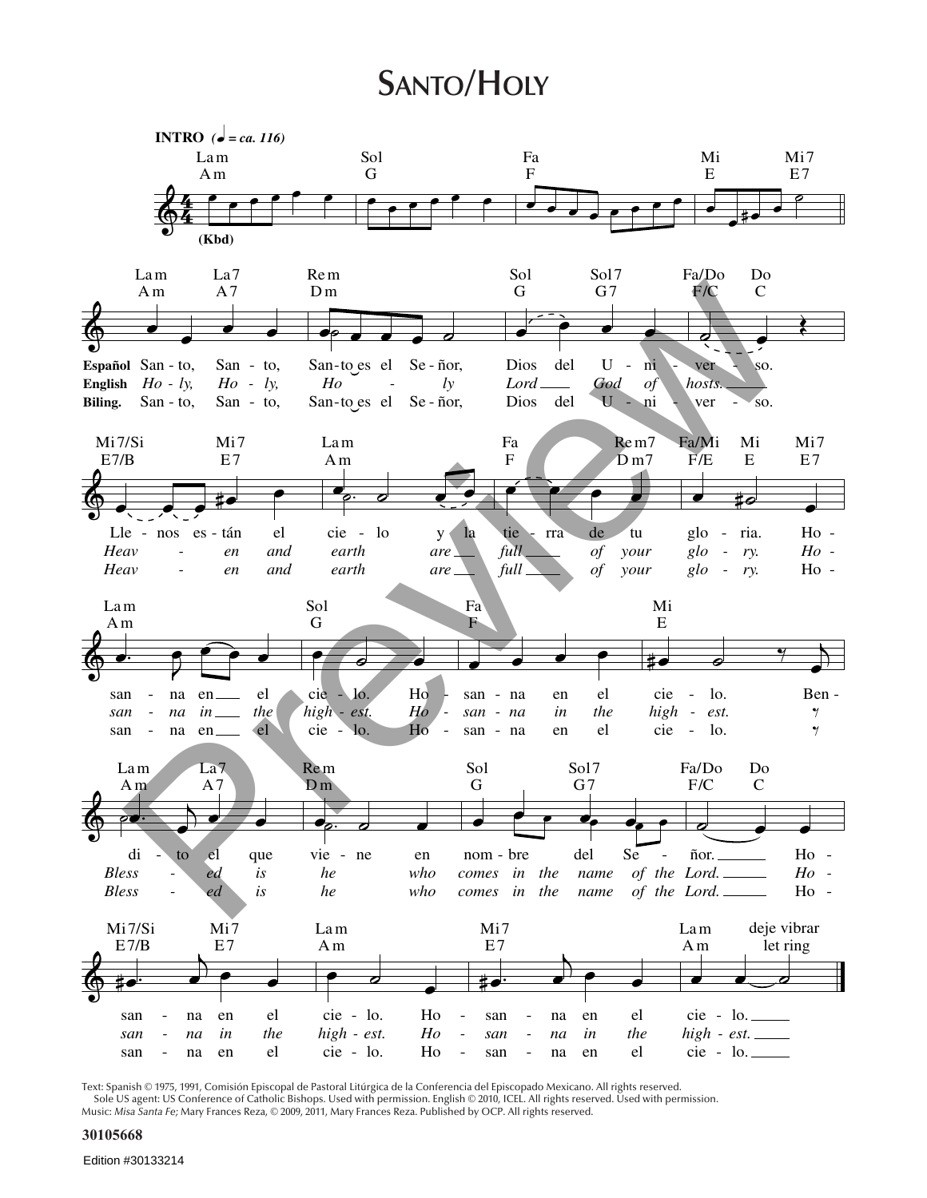# SANTO/HOLY

INTRO (♩ = ca. 116)

Lam / Am — Sol / G — Fa / F — Mi / E — Mi7 / E7

(Kbd)

Lam / Am — La7 / A7 — Rem / Dm — Sol / G — Sol7 / G7 — Fa/Do / F/C — Do / C

**Español** Santo, Santo, Santo es el Señor, Dios del Universo.
**English** *Holy, Holy, Holy Lord God of hosts.*
**Biling.** Santo, Santo, Santo es el Señor, Dios del Universo.

Mi7/Si / E7/B — Mi7 / E7 — Lam / Am — Fa / F — Rem7 / Dm7 — Fa/Mi / F/E — Mi / E — Mi7 / E7

Llenos están el cielo y la tierra de tu gloria. Ho-
*Heaven and earth are full of your glory. Ho-*
*Heaven and earth are full of your glory.* Ho-

Lam / Am — Sol / G — Fa / F — Mi / E

sanna en el cielo. Hosanna en el cielo. Ben-
*sanna in the highest. Hosanna in the highest.*
sanna en el cielo. Hosanna en el cielo.

Lam / Am — La7 / A7 — Rem / Dm — Sol / G — Sol7 / G7 — Fa/Do / F/C — Do / C

dito el que viene en nombre del Señor. Ho-
*Blessed is he who comes in the name of the Lord. Ho-*
*Blessed is he who comes in the name of the Lord.* Ho-

Mi7/Si / E7/B — Mi7 / E7 — Lam / Am — Mi7 / E7 — Lam / Am — deje vibrar / let ring

sanna en el cielo. Hosanna en el cielo.
*sanna in the highest. Hosanna in the highest.*
sanna en el cielo. Hosanna en el cielo.

Text: Spanish © 1975, 1991, Comisión Episcopal de Pastoral Litúrgica de la Conferencia del Episcopado Mexicano. All rights reserved. Sole US agent: US Conference of Catholic Bishops. Used with permission. English © 2010, ICEL. All rights reserved. Used with permission.
Music: *Misa Santa Fe;* Mary Frances Reza, © 2009, 2011, Mary Frances Reza. Published by OCP. All rights reserved.

**30105668**

Edition #30133214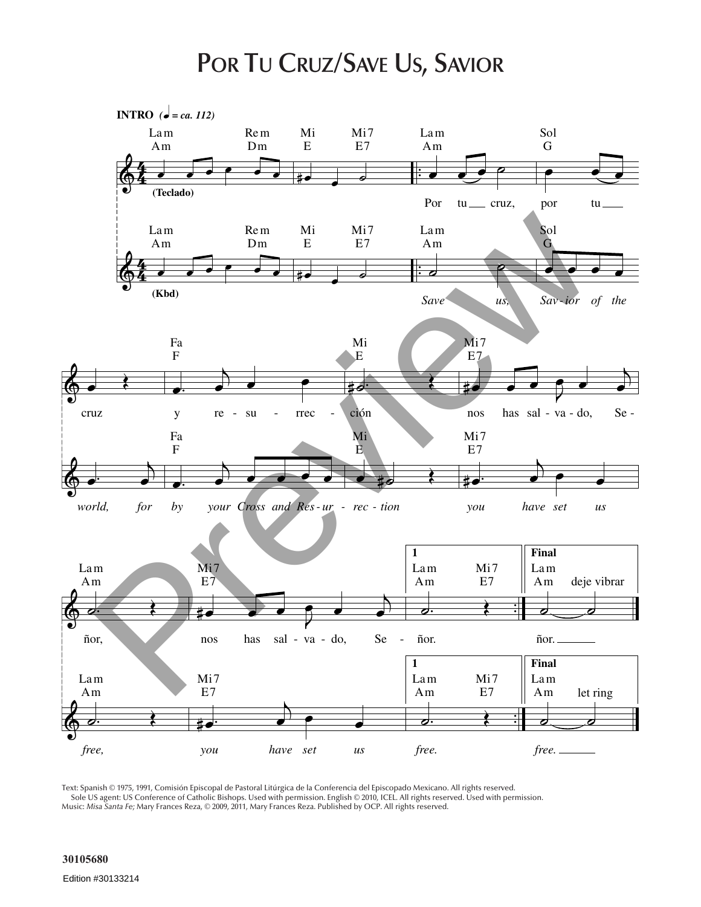# Por Tu Cruz/Save Us, Savior

**INTRO** (♩ = ca. 112)

(Teclado)

Por tu cruz, por tu cruz y resurrección nos has salvado, Señor, nos has salvado, Señor. / Señor.

(Kbd)

*Save us, Savior of the world, for by your Cross and Resurrection you have set us free, you have set us free. / free.*

Text: Spanish © 1975, 1991, Comisión Episcopal de Pastoral Litúrgica de la Conferencia del Episcopado Mexicano. All rights reserved. Sole US agent: US Conference of Catholic Bishops. Used with permission. English © 2010, ICEL. All rights reserved. Used with permission.
Music: *Misa Santa Fe*; Mary Frances Reza, © 2009, 2011, Mary Frances Reza. Published by OCP. All rights reserved.

30105680

Edition #30133214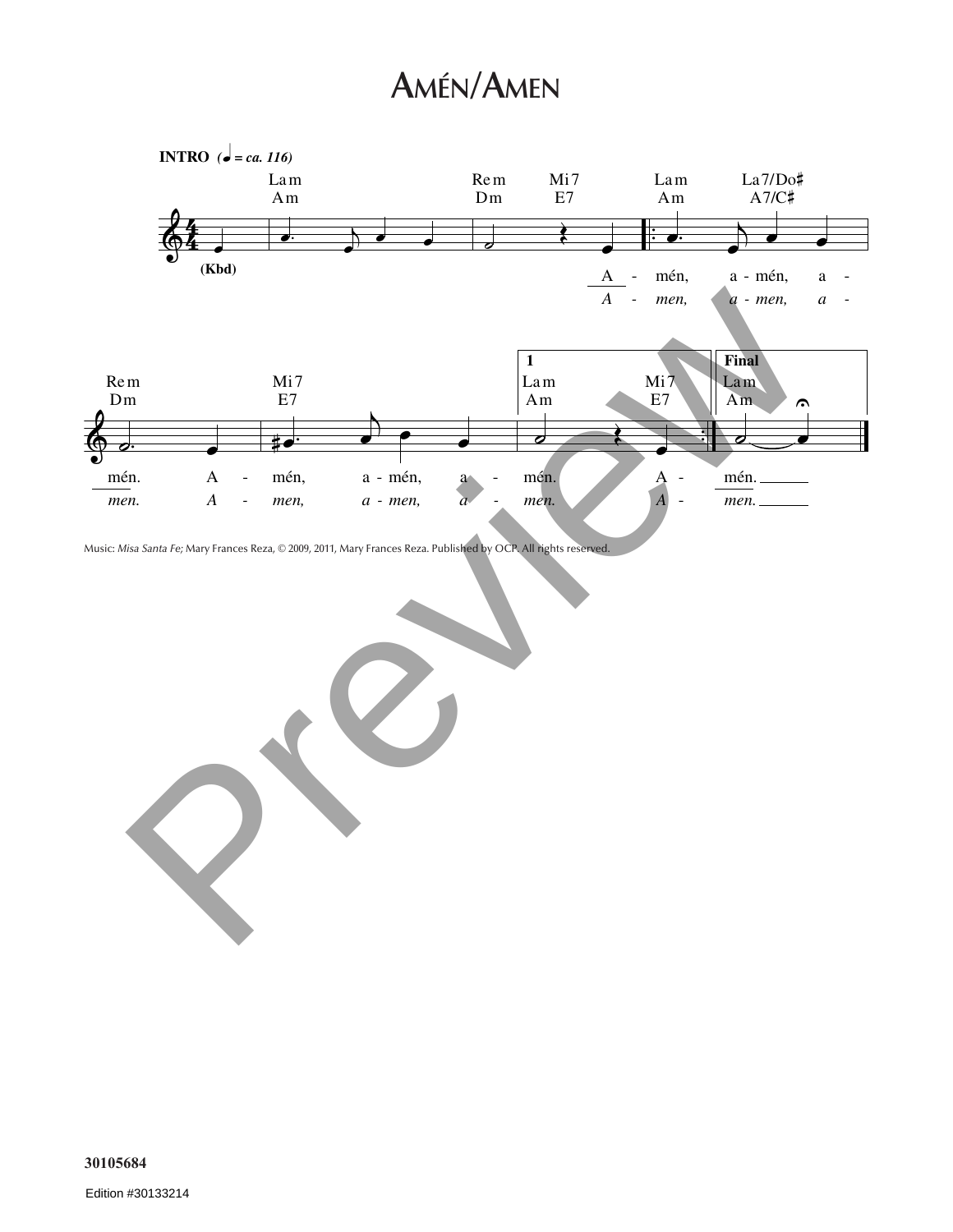# Amén/Amen

INTRO (♩ = ca. 116)

Lam / Am — Rem / Dm — Mi7 / E7 — Lam / Am — La7/Do♯ / A7/C♯

(Kbd)

A - mén, a - mén, a - mén. A - mén, a - mén, a - mén. A - mén.

*A - men, a - men, a - men. A - men, a - men, a - men. A - men.*

Rem / Dm — Mi7 / E7 — 1 Lam / Am — Mi7 / E7 — Final Lam / Am

Music: *Misa Santa Fe;* Mary Frances Reza, © 2009, 2011, Mary Frances Reza. Published by OCP. All rights reserved.

30105684

Edition #30133214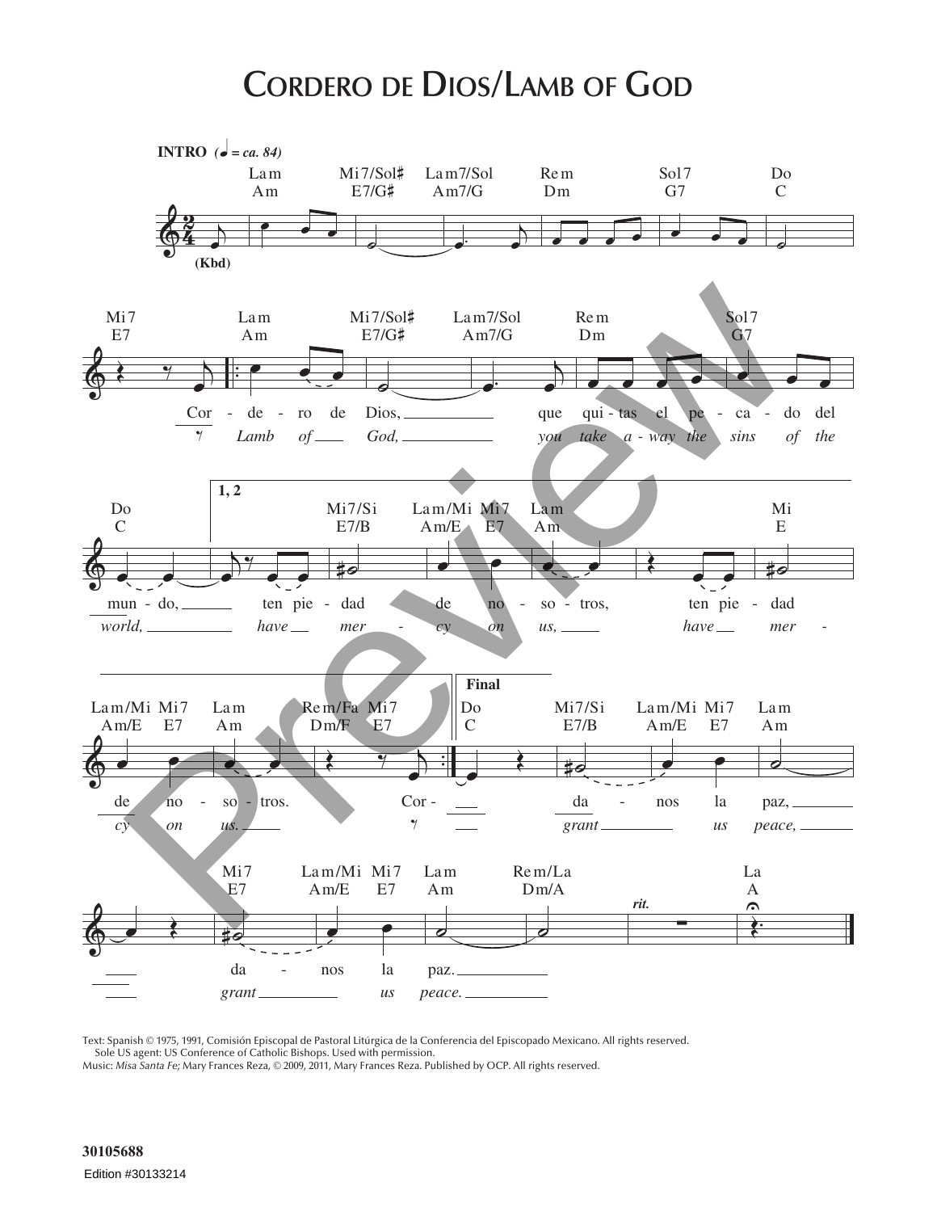# Cordero de Dios/Lamb of God

INTRO (♩ = ca. 84)

(Kbd)

Lam / Am — Mi7/Sol♯ / E7/G♯ — Lam7/Sol / Am7/G — Rem / Dm — Sol7 / G7 — Do / C

Mi7 / E7 — Lam / Am — Mi7/Sol♯ / E7/G♯ — Lam7/Sol / Am7/G — Rem / Dm — Sol7 / G7

Cor - de - ro de Dios, que qui - tas el pe - ca - do del

*Lamb of God, you take a - way the sins of the*

Do / C — 1, 2 — Mi7/Si / E7/B — Lam/Mi / Am/E — Mi7 / E7 — Lam / Am — Mi / E

mun - do, ten pie - dad de no - so - tros, ten pie - dad

*world, have mer - cy on us, have mer -*

Lam/Mi / Am/E — Mi7 / E7 — Lam / Am — Rem/Fa / Dm/F — Mi7 / E7 — Final — Do / C — Mi7/Si / E7/B — Lam/Mi / Am/E — Mi7 / E7 — Lam / Am

de no - so - tros. Cor - da - nos la paz,

*cy on us. grant us peace,*

Mi7 / E7 — Lam/Mi / Am/E — Mi7 / E7 — Lam / Am — Rem/La / Dm/A — *rit.* — La / A

da - nos la paz.

*grant us peace.*

Text: Spanish © 1975, 1991, Comisión Episcopal de Pastoral Litúrgica de la Conferencia del Episcopado Mexicano. All rights reserved. Sole US agent: US Conference of Catholic Bishops. Used with permission.
Music: *Misa Santa Fe;* Mary Frances Reza, © 2009, 2011, Mary Frances Reza. Published by OCP. All rights reserved.

30105688

Edition #30133214